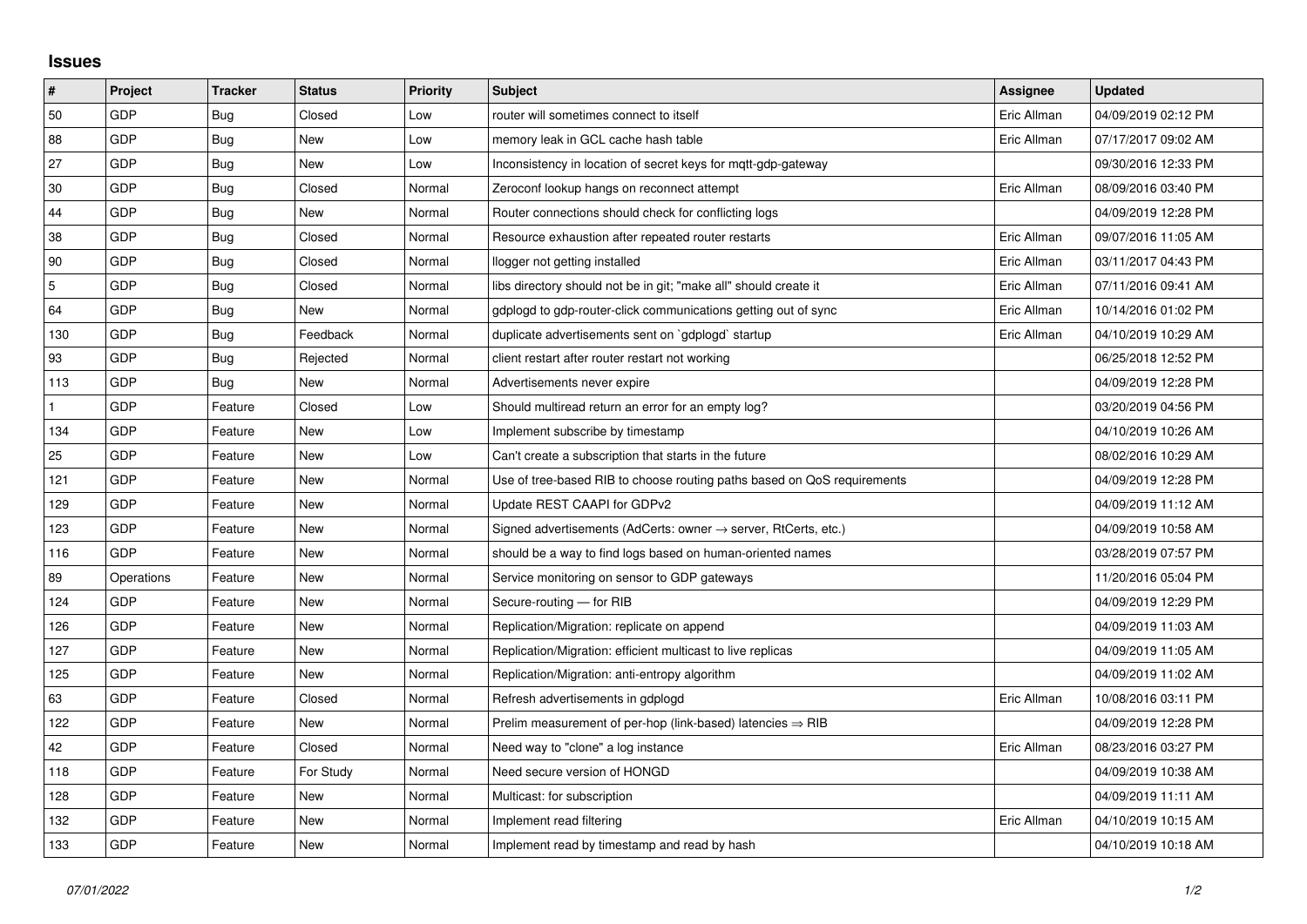## Issues

| # | Project | Tracker | Status | Priority | Subject | Assignee | Updated |
|---|---|---|---|---|---|---|---|
| 50 | GDP | Bug | Closed | Low | router will sometimes connect to itself | Eric Allman | 04/09/2019 02:12 PM |
| 88 | GDP | Bug | New | Low | memory leak in GCL cache hash table | Eric Allman | 07/17/2017 09:02 AM |
| 27 | GDP | Bug | New | Low | Inconsistency in location of secret keys for mqtt-gdp-gateway | | 09/30/2016 12:33 PM |
| 30 | GDP | Bug | Closed | Normal | Zeroconf lookup hangs on reconnect attempt | Eric Allman | 08/09/2016 03:40 PM |
| 44 | GDP | Bug | New | Normal | Router connections should check for conflicting logs | | 04/09/2019 12:28 PM |
| 38 | GDP | Bug | Closed | Normal | Resource exhaustion after repeated router restarts | Eric Allman | 09/07/2016 11:05 AM |
| 90 | GDP | Bug | Closed | Normal | llogger not getting installed | Eric Allman | 03/11/2017 04:43 PM |
| 5 | GDP | Bug | Closed | Normal | libs directory should not be in git; "make all" should create it | Eric Allman | 07/11/2016 09:41 AM |
| 64 | GDP | Bug | New | Normal | gdplogd to gdp-router-click communications getting out of sync | Eric Allman | 10/14/2016 01:02 PM |
| 130 | GDP | Bug | Feedback | Normal | duplicate advertisements sent on `gdplogd` startup | Eric Allman | 04/10/2019 10:29 AM |
| 93 | GDP | Bug | Rejected | Normal | client restart after router restart not working | | 06/25/2018 12:52 PM |
| 113 | GDP | Bug | New | Normal | Advertisements never expire | | 04/09/2019 12:28 PM |
| 1 | GDP | Feature | Closed | Low | Should multiread return an error for an empty log? | | 03/20/2019 04:56 PM |
| 134 | GDP | Feature | New | Low | Implement subscribe by timestamp | | 04/10/2019 10:26 AM |
| 25 | GDP | Feature | New | Low | Can't create a subscription that starts in the future | | 08/02/2016 10:29 AM |
| 121 | GDP | Feature | New | Normal | Use of tree-based RIB to choose routing paths based on QoS requirements | | 04/09/2019 12:28 PM |
| 129 | GDP | Feature | New | Normal | Update REST CAAPI for GDPv2 | | 04/09/2019 11:12 AM |
| 123 | GDP | Feature | New | Normal | Signed advertisements (AdCerts: owner → server, RtCerts, etc.) | | 04/09/2019 10:58 AM |
| 116 | GDP | Feature | New | Normal | should be a way to find logs based on human-oriented names | | 03/28/2019 07:57 PM |
| 89 | Operations | Feature | New | Normal | Service monitoring on sensor to GDP gateways | | 11/20/2016 05:04 PM |
| 124 | GDP | Feature | New | Normal | Secure-routing — for RIB | | 04/09/2019 12:29 PM |
| 126 | GDP | Feature | New | Normal | Replication/Migration: replicate on append | | 04/09/2019 11:03 AM |
| 127 | GDP | Feature | New | Normal | Replication/Migration: efficient multicast to live replicas | | 04/09/2019 11:05 AM |
| 125 | GDP | Feature | New | Normal | Replication/Migration: anti-entropy algorithm | | 04/09/2019 11:02 AM |
| 63 | GDP | Feature | Closed | Normal | Refresh advertisements in gdplogd | Eric Allman | 10/08/2016 03:11 PM |
| 122 | GDP | Feature | New | Normal | Prelim measurement of per-hop (link-based) latencies ⇒ RIB | | 04/09/2019 12:28 PM |
| 42 | GDP | Feature | Closed | Normal | Need way to "clone" a log instance | Eric Allman | 08/23/2016 03:27 PM |
| 118 | GDP | Feature | For Study | Normal | Need secure version of HONGD | | 04/09/2019 10:38 AM |
| 128 | GDP | Feature | New | Normal | Multicast: for subscription | | 04/09/2019 11:11 AM |
| 132 | GDP | Feature | New | Normal | Implement read filtering | Eric Allman | 04/10/2019 10:15 AM |
| 133 | GDP | Feature | New | Normal | Implement read by timestamp and read by hash | | 04/10/2019 10:18 AM |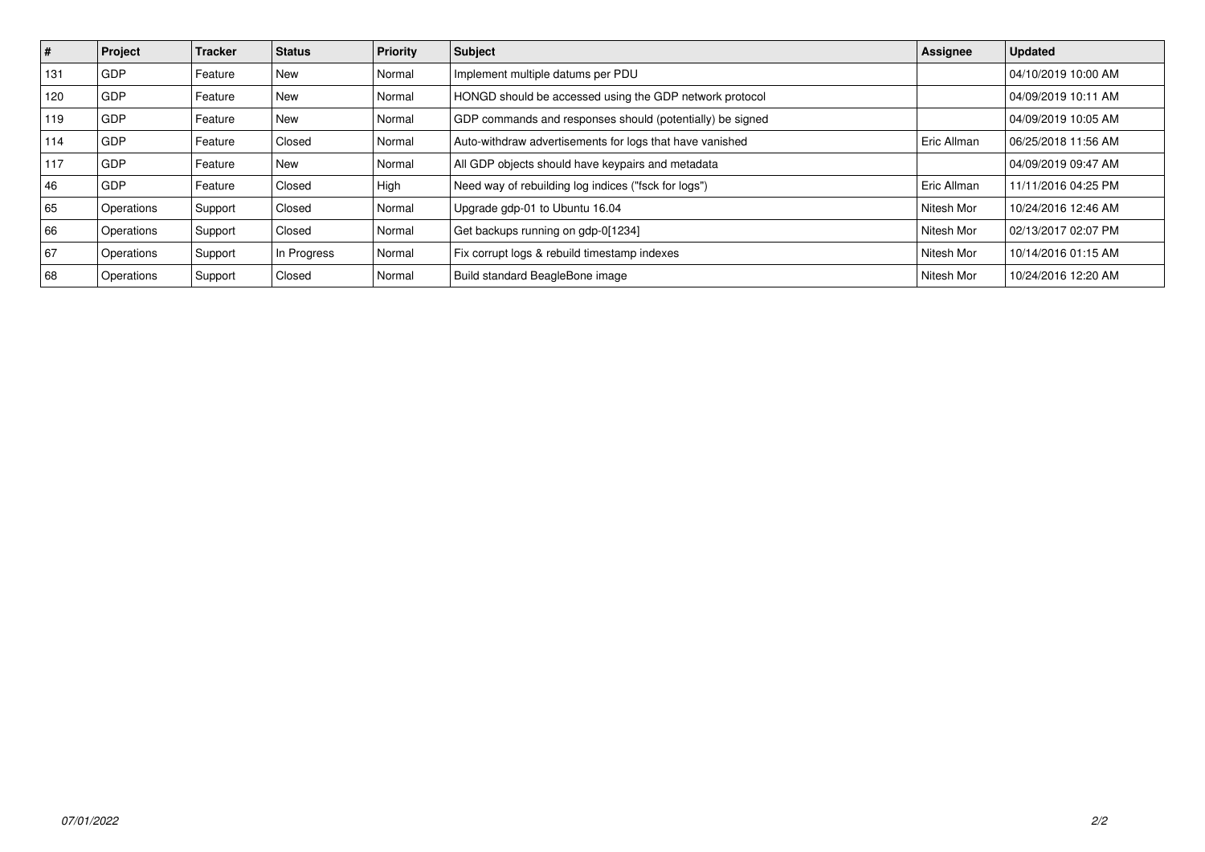| # | Project | Tracker | Status | Priority | Subject | Assignee | Updated |
|---|---|---|---|---|---|---|---|
| 131 | GDP | Feature | New | Normal | Implement multiple datums per PDU | | 04/10/2019 10:00 AM |
| 120 | GDP | Feature | New | Normal | HONGD should be accessed using the GDP network protocol | | 04/09/2019 10:11 AM |
| 119 | GDP | Feature | New | Normal | GDP commands and responses should (potentially) be signed | | 04/09/2019 10:05 AM |
| 114 | GDP | Feature | Closed | Normal | Auto-withdraw advertisements for logs that have vanished | Eric Allman | 06/25/2018 11:56 AM |
| 117 | GDP | Feature | New | Normal | All GDP objects should have keypairs and metadata | | 04/09/2019 09:47 AM |
| 46 | GDP | Feature | Closed | High | Need way of rebuilding log indices ("fsck for logs") | Eric Allman | 11/11/2016 04:25 PM |
| 65 | Operations | Support | Closed | Normal | Upgrade gdp-01 to Ubuntu 16.04 | Nitesh Mor | 10/24/2016 12:46 AM |
| 66 | Operations | Support | Closed | Normal | Get backups running on gdp-0[1234] | Nitesh Mor | 02/13/2017 02:07 PM |
| 67 | Operations | Support | In Progress | Normal | Fix corrupt logs & rebuild timestamp indexes | Nitesh Mor | 10/14/2016 01:15 AM |
| 68 | Operations | Support | Closed | Normal | Build standard BeagleBone image | Nitesh Mor | 10/24/2016 12:20 AM |